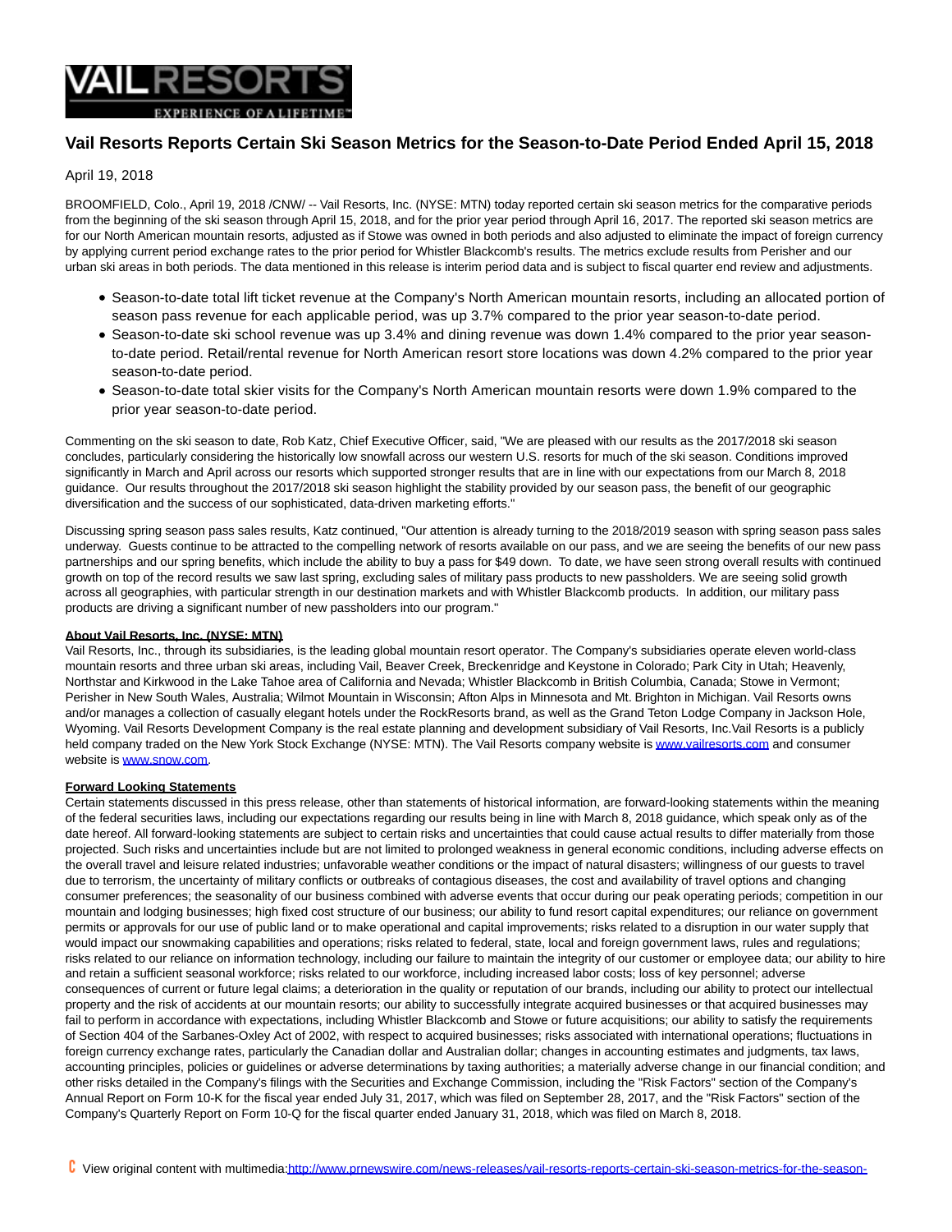# Vail Resorts Reports Certain Ski Season Metrics for the Season-to-Date Period Ended April 15, 2018

April 19, 2018

BROOMFIELD, Colo., April 19, 2018 /CNW/ -- Vail Resorts, Inc. (NYSE: MTN) today reported certain ski season metrics for the comparative periods from the beginning of the ski season through April 15, 2018, and for the prior year period through April 16, 2017. The reported ski season metrics are for our North American mountain resorts, adjusted as if Stowe was owned in both periods and also adjusted to eliminate the impact of foreign currency by applying current period exchange rates to the prior period for Whistler Blackcomb's results. The metrics exclude results from Perisher and our urban ski areas in both periods. The data mentioned in this release is interim period data and is subject to fiscal quarter end review and adjustments.

- Season-to-date total lift ticket revenue at the Company's North American mountain resorts, including an allocated portion of season pass revenue for each applicable period, was up 3.7% compared to the prior year season-to-date period.
- Season-to-date ski school revenue was up 3.4% and dining revenue was down 1.4% compared to the prior year season-to-date period. Retail/rental revenue for North American resort store locations was down 4.2% compared to the prior year season-to-date period.
- Season-to-date total skier visits for the Company's North American mountain resorts were down 1.9% compared to the prior year season-to-date period.

Commenting on the ski season to date, Rob Katz, Chief Executive Officer, said, "We are pleased with our results as the 2017/2018 ski season concludes, particularly considering the historically low snowfall across our western U.S. resorts for much of the ski season. Conditions improved significantly in March and April across our resorts which supported stronger results that are in line with our expectations from our March 8, 2018 guidance. Our results throughout the 2017/2018 ski season highlight the stability provided by our season pass, the benefit of our geographic diversification and the success of our sophisticated, data-driven marketing efforts."

Discussing spring season pass sales results, Katz continued, "Our attention is already turning to the 2018/2019 season with spring season pass sales underway. Guests continue to be attracted to the compelling network of resorts available on our pass, and we are seeing the benefits of our new pass partnerships and our spring benefits, which include the ability to buy a pass for $49 down. To date, we have seen strong overall results with continued growth on top of the record results we saw last spring, excluding sales of military pass products to new passholders. We are seeing solid growth across all geographies, with particular strength in our destination markets and with Whistler Blackcomb products. In addition, our military pass products are driving a significant number of new passholders into our program."

**About Vail Resorts, Inc. (NYSE: MTN)**

Vail Resorts, Inc., through its subsidiaries, is the leading global mountain resort operator. The Company's subsidiaries operate eleven world-class mountain resorts and three urban ski areas, including Vail, Beaver Creek, Breckenridge and Keystone in Colorado; Park City in Utah; Heavenly, Northstar and Kirkwood in the Lake Tahoe area of California and Nevada; Whistler Blackcomb in British Columbia, Canada; Stowe in Vermont; Perisher in New South Wales, Australia; Wilmot Mountain in Wisconsin; Afton Alps in Minnesota and Mt. Brighton in Michigan. Vail Resorts owns and/or manages a collection of casually elegant hotels under the RockResorts brand, as well as the Grand Teton Lodge Company in Jackson Hole, Wyoming. Vail Resorts Development Company is the real estate planning and development subsidiary of Vail Resorts, Inc.Vail Resorts is a publicly held company traded on the New York Stock Exchange (NYSE: MTN). The Vail Resorts company website is www.vailresorts.com and consumer website is www.snow.com.

**Forward Looking Statements**

Certain statements discussed in this press release, other than statements of historical information, are forward-looking statements within the meaning of the federal securities laws, including our expectations regarding our results being in line with March 8, 2018 guidance, which speak only as of the date hereof. All forward-looking statements are subject to certain risks and uncertainties that could cause actual results to differ materially from those projected. Such risks and uncertainties include but are not limited to prolonged weakness in general economic conditions, including adverse effects on the overall travel and leisure related industries; unfavorable weather conditions or the impact of natural disasters; willingness of our guests to travel due to terrorism, the uncertainty of military conflicts or outbreaks of contagious diseases, the cost and availability of travel options and changing consumer preferences; the seasonality of our business combined with adverse events that occur during our peak operating periods; competition in our mountain and lodging businesses; high fixed cost structure of our business; our ability to fund resort capital expenditures; our reliance on government permits or approvals for our use of public land or to make operational and capital improvements; risks related to a disruption in our water supply that would impact our snowmaking capabilities and operations; risks related to federal, state, local and foreign government laws, rules and regulations; risks related to our reliance on information technology, including our failure to maintain the integrity of our customer or employee data; our ability to hire and retain a sufficient seasonal workforce; risks related to our workforce, including increased labor costs; loss of key personnel; adverse consequences of current or future legal claims; a deterioration in the quality or reputation of our brands, including our ability to protect our intellectual property and the risk of accidents at our mountain resorts; our ability to successfully integrate acquired businesses or that acquired businesses may fail to perform in accordance with expectations, including Whistler Blackcomb and Stowe or future acquisitions; our ability to satisfy the requirements of Section 404 of the Sarbanes-Oxley Act of 2002, with respect to acquired businesses; risks associated with international operations; fluctuations in foreign currency exchange rates, particularly the Canadian dollar and Australian dollar; changes in accounting estimates and judgments, tax laws, accounting principles, policies or guidelines or adverse determinations by taxing authorities; a materially adverse change in our financial condition; and other risks detailed in the Company's filings with the Securities and Exchange Commission, including the "Risk Factors" section of the Company's Annual Report on Form 10-K for the fiscal year ended July 31, 2017, which was filed on September 28, 2017, and the "Risk Factors" section of the Company's Quarterly Report on Form 10-Q for the fiscal quarter ended January 31, 2018, which was filed on March 8, 2018.

View original content with multimedia:http://www.prnewswire.com/news-releases/vail-resorts-reports-certain-ski-season-metrics-for-the-season-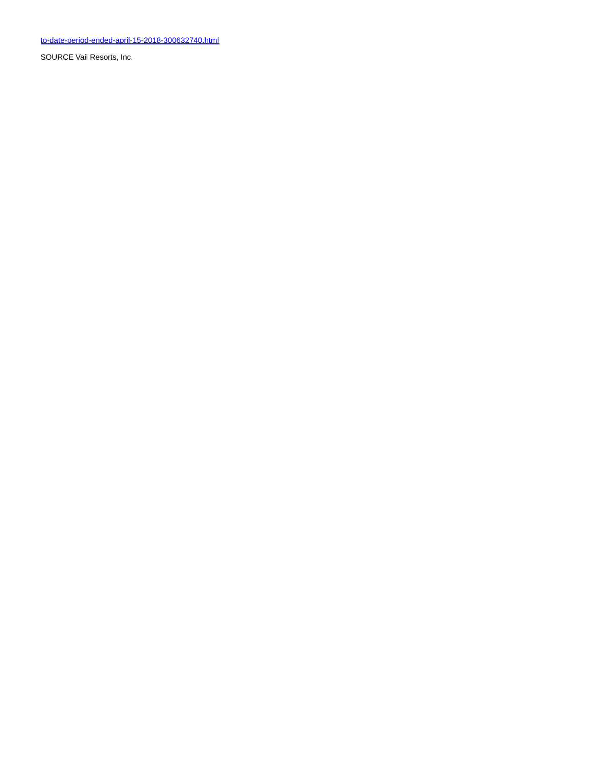to-date-period-ended-april-15-2018-300632740.html

SOURCE Vail Resorts, Inc.